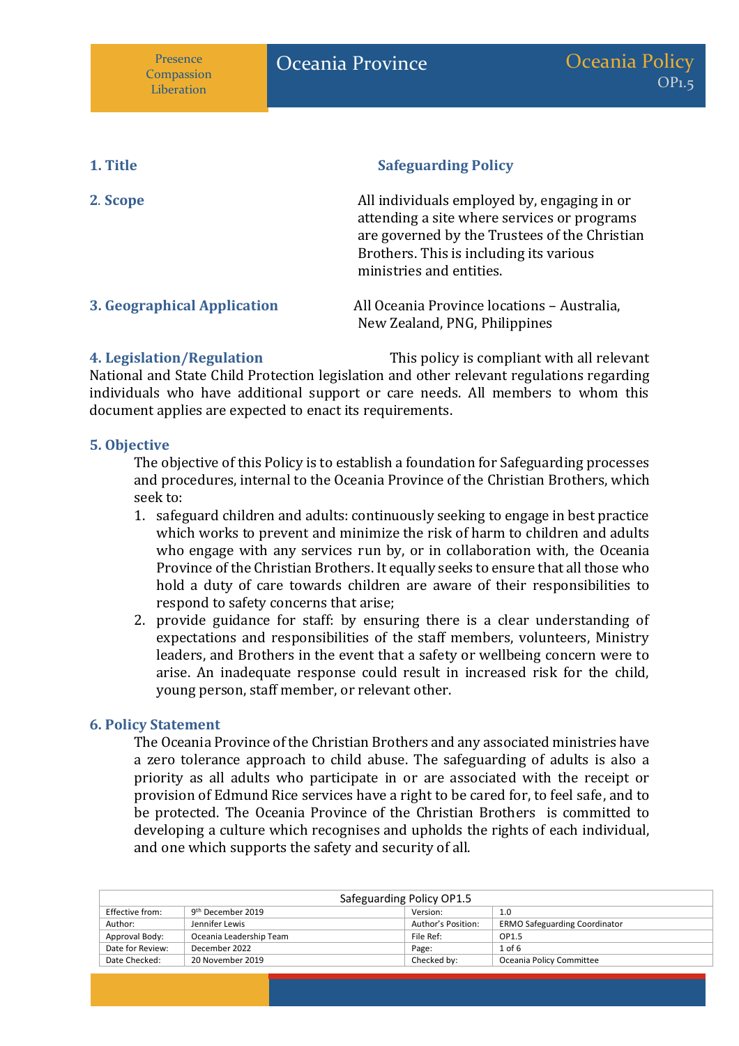Presence
Compassion
Liberation

# Oceania Province

**Oceania Policy**
OP1.5

**1. Title** **Safeguarding Policy**

**2. Scope** All individuals employed by, engaging in or attending a site where services or programs are governed by the Trustees of the Christian Brothers. This is including its various ministries and entities.

**3. Geographical Application** All Oceania Province locations – Australia, New Zealand, PNG, Philippines

**4. Legislation/Regulation** This policy is compliant with all relevant National and State Child Protection legislation and other relevant regulations regarding individuals who have additional support or care needs. All members to whom this document applies are expected to enact its requirements.

### 5. Objective

The objective of this Policy is to establish a foundation for Safeguarding processes and procedures, internal to the Oceania Province of the Christian Brothers, which seek to:

1. safeguard children and adults: continuously seeking to engage in best practice which works to prevent and minimize the risk of harm to children and adults who engage with any services run by, or in collaboration with, the Oceania Province of the Christian Brothers. It equally seeks to ensure that all those who hold a duty of care towards children are aware of their responsibilities to respond to safety concerns that arise;
2. provide guidance for staff: by ensuring there is a clear understanding of expectations and responsibilities of the staff members, volunteers, Ministry leaders, and Brothers in the event that a safety or wellbeing concern were to arise. An inadequate response could result in increased risk for the child, young person, staff member, or relevant other.

### 6. Policy Statement

The Oceania Province of the Christian Brothers and any associated ministries have a zero tolerance approach to child abuse. The safeguarding of adults is also a priority as all adults who participate in or are associated with the receipt or provision of Edmund Rice services have a right to be cared for, to feel safe, and to be protected. The Oceania Province of the Christian Brothers is committed to developing a culture which recognises and upholds the rights of each individual, and one which supports the safety and security of all.

| Safeguarding Policy OP1.5 | | | |
|---|---|---|---|
| Effective from: | 9th December 2019 | Version: | 1.0 |
| Author: | Jennifer Lewis | Author's Position: | ERMO Safeguarding Coordinator |
| Approval Body: | Oceania Leadership Team | File Ref: | OP1.5 |
| Date for Review: | December 2022 | Page: | 1 of 6 |
| Date Checked: | 20 November 2019 | Checked by: | Oceania Policy Committee |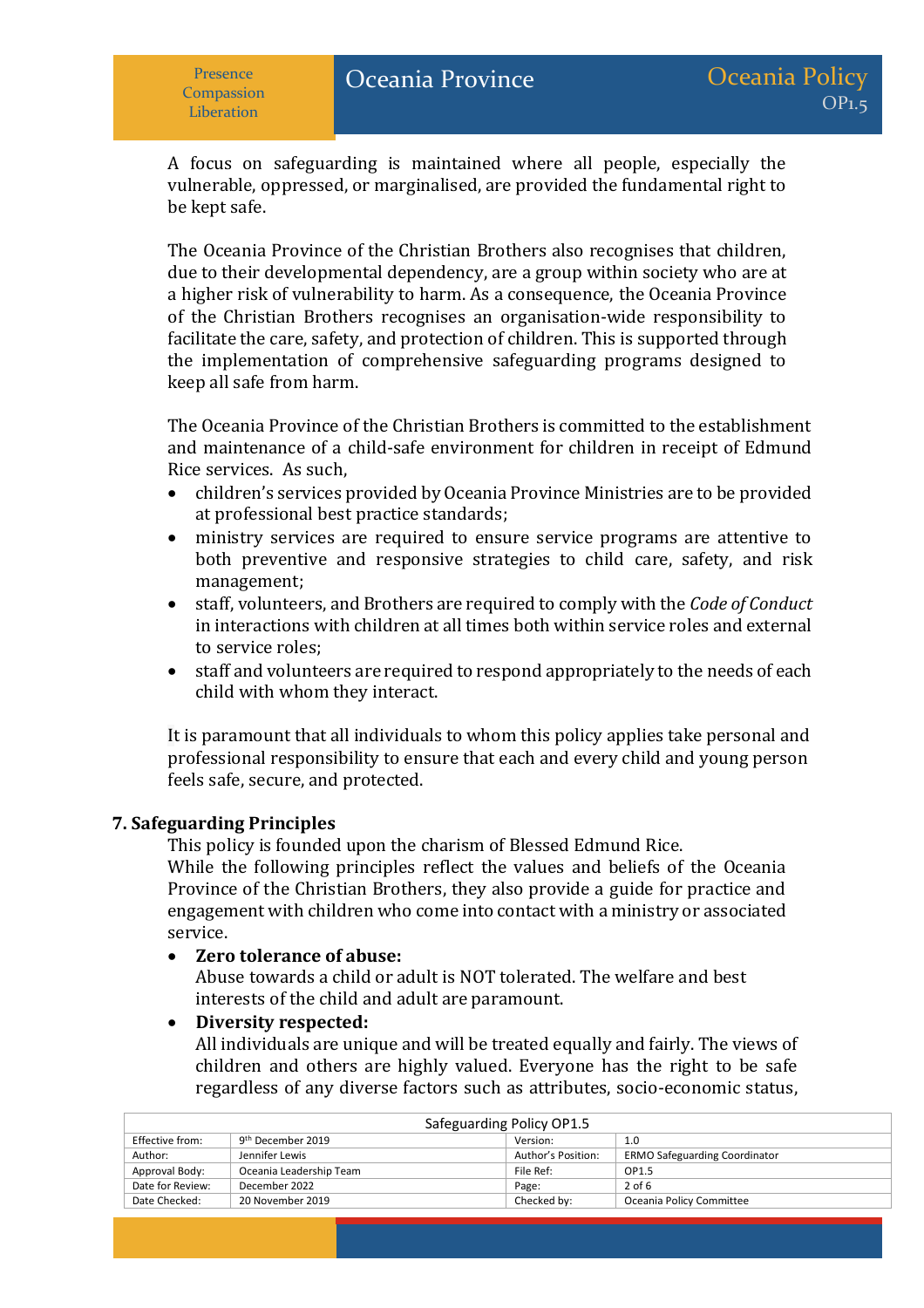A focus on safeguarding is maintained where all people, especially the vulnerable, oppressed, or marginalised, are provided the fundamental right to be kept safe.

The Oceania Province of the Christian Brothers also recognises that children, due to their developmental dependency, are a group within society who are at a higher risk of vulnerability to harm. As a consequence, the Oceania Province of the Christian Brothers recognises an organisation-wide responsibility to facilitate the care, safety, and protection of children. This is supported through the implementation of comprehensive safeguarding programs designed to keep all safe from harm.

The Oceania Province of the Christian Brothers is committed to the establishment and maintenance of a child-safe environment for children in receipt of Edmund Rice services. As such,

- children's services provided by Oceania Province Ministries are to be provided at professional best practice standards;
- ministry services are required to ensure service programs are attentive to both preventive and responsive strategies to child care, safety, and risk management;
- staff, volunteers, and Brothers are required to comply with the *Code of Conduct* in interactions with children at all times both within service roles and external to service roles;
- staff and volunteers are required to respond appropriately to the needs of each child with whom they interact.

It is paramount that all individuals to whom this policy applies take personal and professional responsibility to ensure that each and every child and young person feels safe, secure, and protected.

## 7. Safeguarding Principles

This policy is founded upon the charism of Blessed Edmund Rice.
While the following principles reflect the values and beliefs of the Oceania Province of the Christian Brothers, they also provide a guide for practice and engagement with children who come into contact with a ministry or associated service.

- **Zero tolerance of abuse:**
  Abuse towards a child or adult is NOT tolerated. The welfare and best interests of the child and adult are paramount.
- **Diversity respected:**
  All individuals are unique and will be treated equally and fairly. The views of children and others are highly valued. Everyone has the right to be safe regardless of any diverse factors such as attributes, socio-economic status,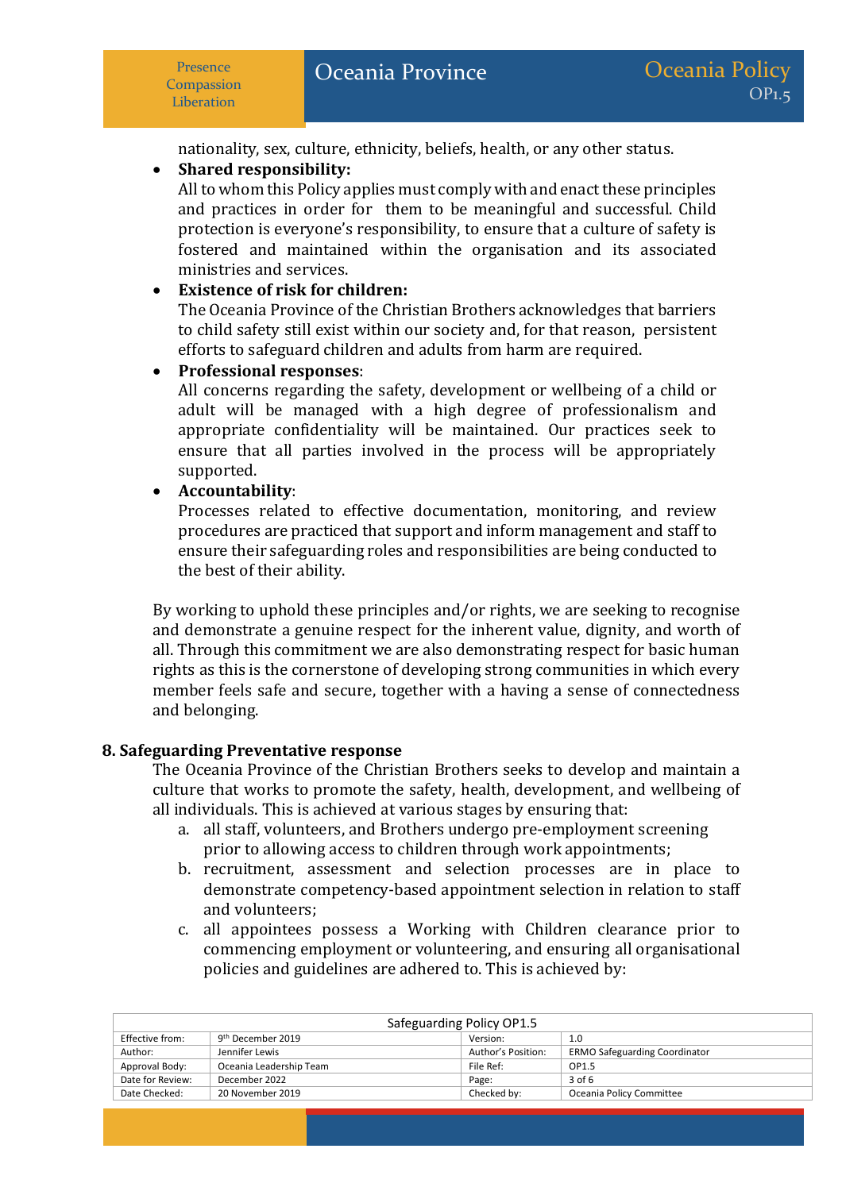nationality, sex, culture, ethnicity, beliefs, health, or any other status.

- **Shared responsibility:**
  All to whom this Policy applies must comply with and enact these principles and practices in order for them to be meaningful and successful. Child protection is everyone's responsibility, to ensure that a culture of safety is fostered and maintained within the organisation and its associated ministries and services.
- **Existence of risk for children:**
  The Oceania Province of the Christian Brothers acknowledges that barriers to child safety still exist within our society and, for that reason, persistent efforts to safeguard children and adults from harm are required.
- **Professional responses**:
  All concerns regarding the safety, development or wellbeing of a child or adult will be managed with a high degree of professionalism and appropriate confidentiality will be maintained. Our practices seek to ensure that all parties involved in the process will be appropriately supported.
- **Accountability**:
  Processes related to effective documentation, monitoring, and review procedures are practiced that support and inform management and staff to ensure their safeguarding roles and responsibilities are being conducted to the best of their ability.

By working to uphold these principles and/or rights, we are seeking to recognise and demonstrate a genuine respect for the inherent value, dignity, and worth of all. Through this commitment we are also demonstrating respect for basic human rights as this is the cornerstone of developing strong communities in which every member feels safe and secure, together with a having a sense of connectedness and belonging.

## 8. Safeguarding Preventative response

The Oceania Province of the Christian Brothers seeks to develop and maintain a culture that works to promote the safety, health, development, and wellbeing of all individuals. This is achieved at various stages by ensuring that:

a. all staff, volunteers, and Brothers undergo pre-employment screening prior to allowing access to children through work appointments;
b. recruitment, assessment and selection processes are in place to demonstrate competency-based appointment selection in relation to staff and volunteers;
c. all appointees possess a Working with Children clearance prior to commencing employment or volunteering, and ensuring all organisational policies and guidelines are adhered to. This is achieved by: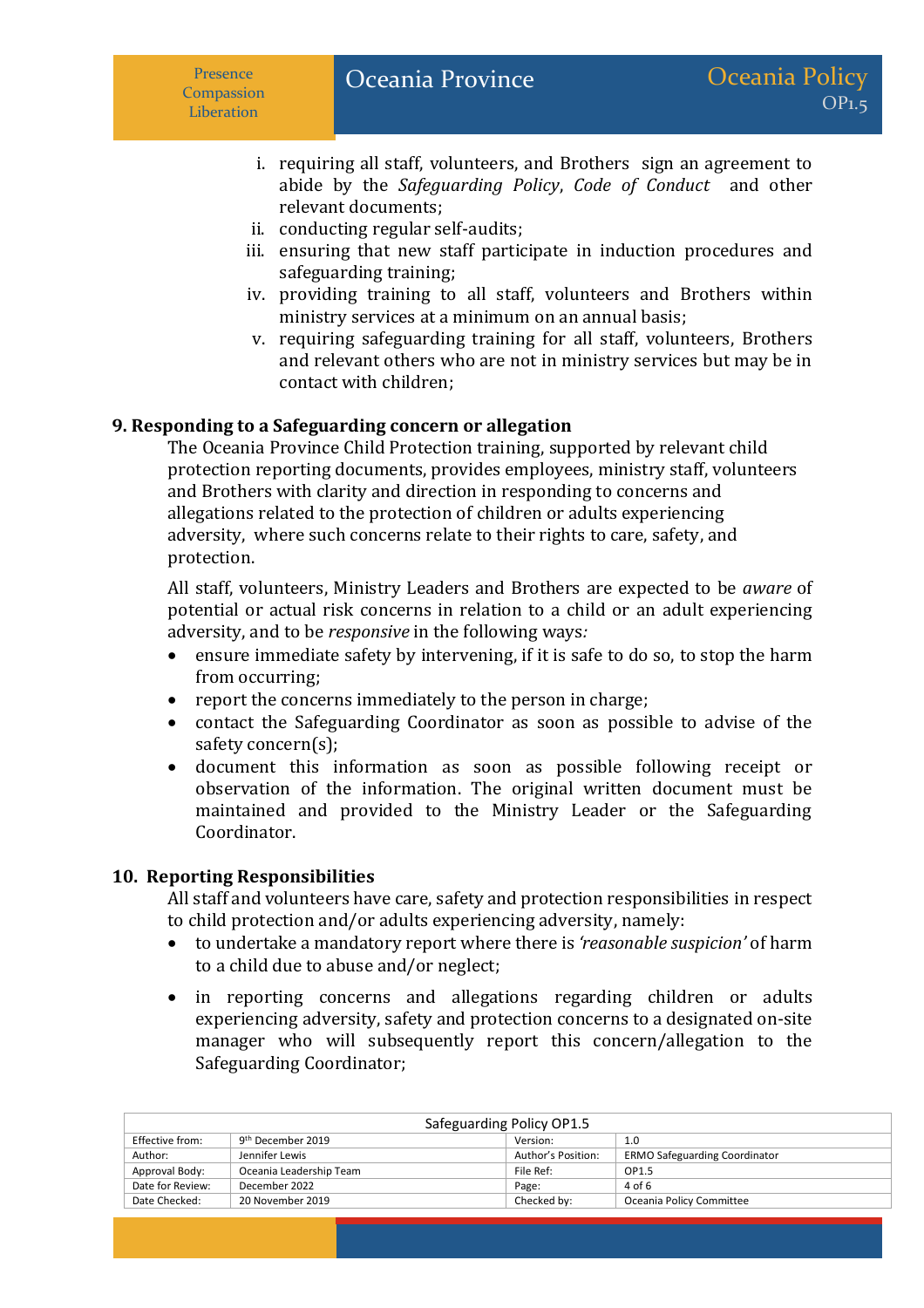i. requiring all staff, volunteers, and Brothers sign an agreement to abide by the *Safeguarding Policy*, *Code of Conduct* and other relevant documents;
ii. conducting regular self-audits;
iii. ensuring that new staff participate in induction procedures and safeguarding training;
iv. providing training to all staff, volunteers and Brothers within ministry services at a minimum on an annual basis;
v. requiring safeguarding training for all staff, volunteers, Brothers and relevant others who are not in ministry services but may be in contact with children;

## 9. Responding to a Safeguarding concern or allegation

The Oceania Province Child Protection training, supported by relevant child protection reporting documents, provides employees, ministry staff, volunteers and Brothers with clarity and direction in responding to concerns and allegations related to the protection of children or adults experiencing adversity, where such concerns relate to their rights to care, safety, and protection.

All staff, volunteers, Ministry Leaders and Brothers are expected to be *aware* of potential or actual risk concerns in relation to a child or an adult experiencing adversity, and to be *responsive* in the following ways*:*

- ensure immediate safety by intervening, if it is safe to do so, to stop the harm from occurring;
- report the concerns immediately to the person in charge;
- contact the Safeguarding Coordinator as soon as possible to advise of the safety concern(s);
- document this information as soon as possible following receipt or observation of the information. The original written document must be maintained and provided to the Ministry Leader or the Safeguarding Coordinator.

## 10. Reporting Responsibilities

All staff and volunteers have care, safety and protection responsibilities in respect to child protection and/or adults experiencing adversity, namely:

- to undertake a mandatory report where there is *'reasonable suspicion'* of harm to a child due to abuse and/or neglect;
- in reporting concerns and allegations regarding children or adults experiencing adversity, safety and protection concerns to a designated on-site manager who will subsequently report this concern/allegation to the Safeguarding Coordinator;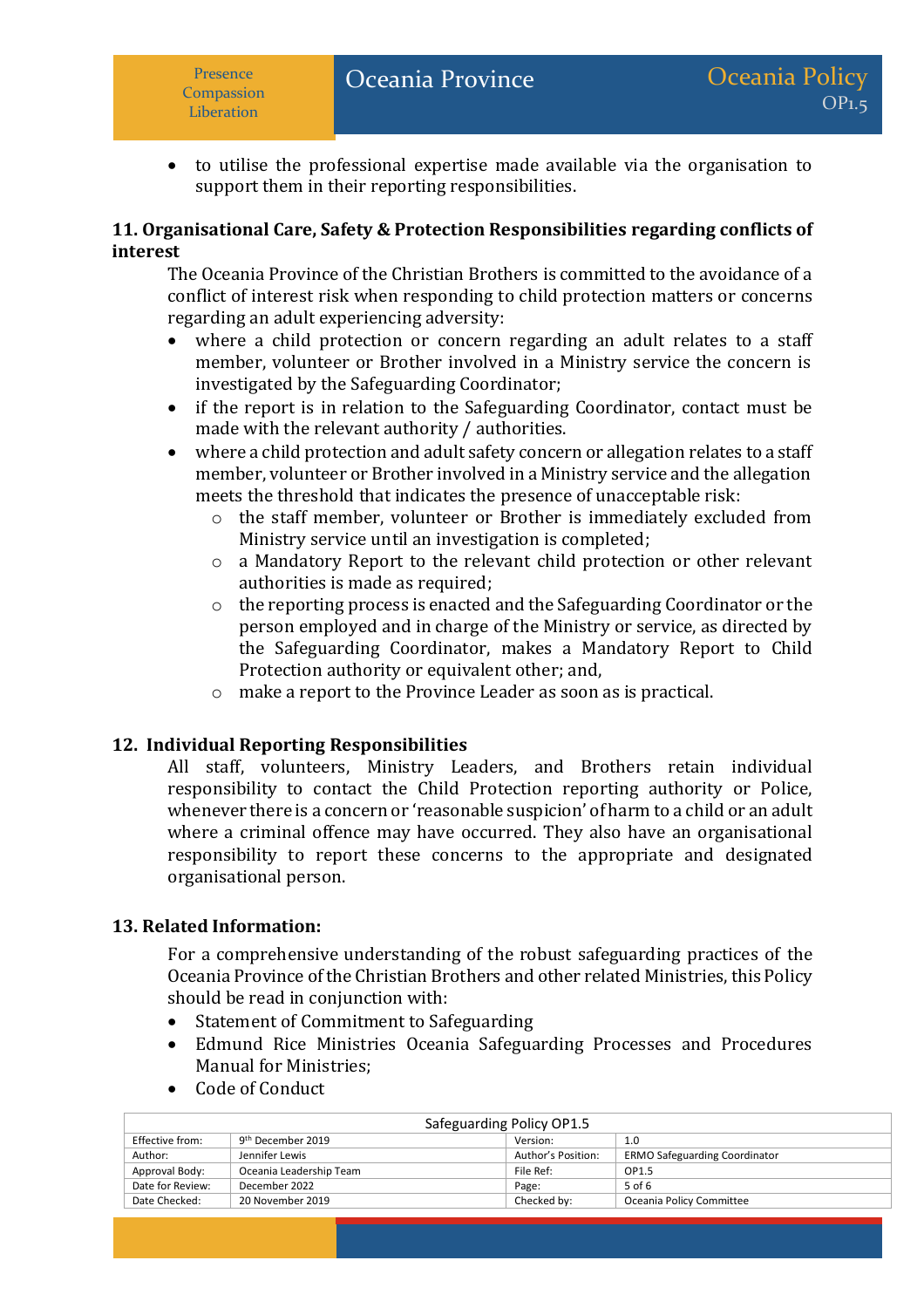- to utilise the professional expertise made available via the organisation to support them in their reporting responsibilities.

## 11. Organisational Care, Safety & Protection Responsibilities regarding conflicts of interest

The Oceania Province of the Christian Brothers is committed to the avoidance of a conflict of interest risk when responding to child protection matters or concerns regarding an adult experiencing adversity:

- where a child protection or concern regarding an adult relates to a staff member, volunteer or Brother involved in a Ministry service the concern is investigated by the Safeguarding Coordinator;
- if the report is in relation to the Safeguarding Coordinator, contact must be made with the relevant authority / authorities.
- where a child protection and adult safety concern or allegation relates to a staff member, volunteer or Brother involved in a Ministry service and the allegation meets the threshold that indicates the presence of unacceptable risk:
  - the staff member, volunteer or Brother is immediately excluded from Ministry service until an investigation is completed;
  - a Mandatory Report to the relevant child protection or other relevant authorities is made as required;
  - the reporting process is enacted and the Safeguarding Coordinator or the person employed and in charge of the Ministry or service, as directed by the Safeguarding Coordinator, makes a Mandatory Report to Child Protection authority or equivalent other; and,
  - make a report to the Province Leader as soon as is practical.

## 12. Individual Reporting Responsibilities

All staff, volunteers, Ministry Leaders, and Brothers retain individual responsibility to contact the Child Protection reporting authority or Police, whenever there is a concern or 'reasonable suspicion' of harm to a child or an adult where a criminal offence may have occurred. They also have an organisational responsibility to report these concerns to the appropriate and designated organisational person.

## 13. Related Information:

For a comprehensive understanding of the robust safeguarding practices of the Oceania Province of the Christian Brothers and other related Ministries, this Policy should be read in conjunction with:

- Statement of Commitment to Safeguarding
- Edmund Rice Ministries Oceania Safeguarding Processes and Procedures Manual for Ministries;
- Code of Conduct

| Safeguarding Policy OP1.5 | | | |
|---|---|---|---|
| Effective from: | 9th December 2019 | Version: | 1.0 |
| Author: | Jennifer Lewis | Author's Position: | ERMO Safeguarding Coordinator |
| Approval Body: | Oceania Leadership Team | File Ref: | OP1.5 |
| Date for Review: | December 2022 | Page: | 5 of 6 |
| Date Checked: | 20 November 2019 | Checked by: | Oceania Policy Committee |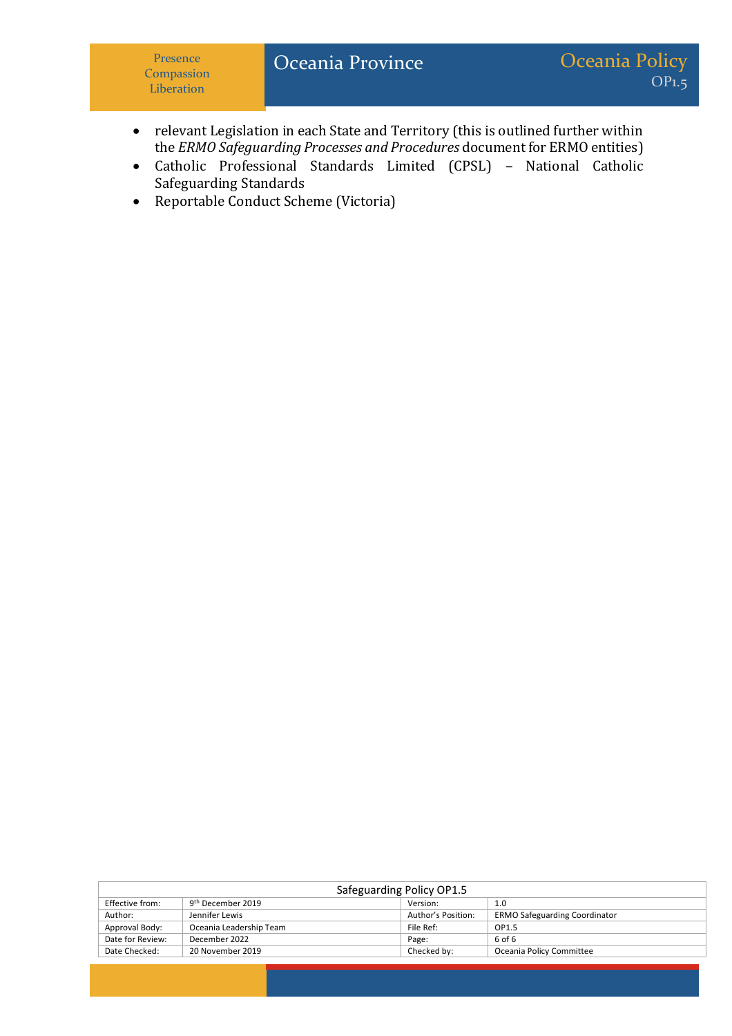- relevant Legislation in each State and Territory (this is outlined further within the *ERMO Safeguarding Processes and Procedures* document for ERMO entities)
- Catholic Professional Standards Limited (CPSL) – National Catholic Safeguarding Standards
- Reportable Conduct Scheme (Victoria)